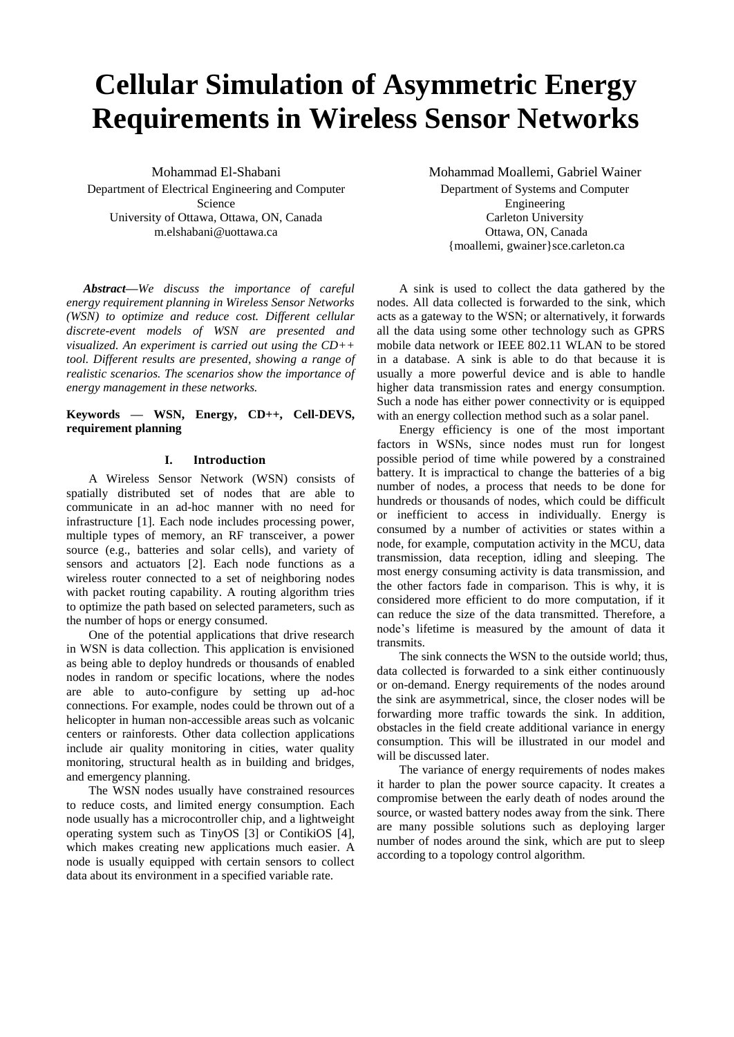# Cellular Simulation of Asymmetric Energy Requirements in Wireless Sensor Networks

Mohammad El-Shabani
Department of Electrical Engineering and Computer Science
University of Ottawa, Ottawa, ON, Canada
m.elshabani@uottawa.ca

Mohammad Moallemi, Gabriel Wainer
Department of Systems and Computer Engineering
Carleton University
Ottawa, ON, Canada
{moallemi, gwainer}sce.carleton.ca

***Abstract*—*We discuss the importance of careful energy requirement planning in Wireless Sensor Networks (WSN) to optimize and reduce cost. Different cellular discrete-event models of WSN are presented and visualized. An experiment is carried out using the CD++ tool. Different results are presented, showing a range of realistic scenarios. The scenarios show the importance of energy management in these networks.***

**Keywords — WSN, Energy, CD++, Cell-DEVS, requirement planning**

## I. Introduction

A Wireless Sensor Network (WSN) consists of spatially distributed set of nodes that are able to communicate in an ad-hoc manner with no need for infrastructure [1]. Each node includes processing power, multiple types of memory, an RF transceiver, a power source (e.g., batteries and solar cells), and variety of sensors and actuators [2]. Each node functions as a wireless router connected to a set of neighboring nodes with packet routing capability. A routing algorithm tries to optimize the path based on selected parameters, such as the number of hops or energy consumed.

One of the potential applications that drive research in WSN is data collection. This application is envisioned as being able to deploy hundreds or thousands of enabled nodes in random or specific locations, where the nodes are able to auto-configure by setting up ad-hoc connections. For example, nodes could be thrown out of a helicopter in human non-accessible areas such as volcanic centers or rainforests. Other data collection applications include air quality monitoring in cities, water quality monitoring, structural health as in building and bridges, and emergency planning.

The WSN nodes usually have constrained resources to reduce costs, and limited energy consumption. Each node usually has a microcontroller chip, and a lightweight operating system such as TinyOS [3] or ContikiOS [4], which makes creating new applications much easier. A node is usually equipped with certain sensors to collect data about its environment in a specified variable rate.

A sink is used to collect the data gathered by the nodes. All data collected is forwarded to the sink, which acts as a gateway to the WSN; or alternatively, it forwards all the data using some other technology such as GPRS mobile data network or IEEE 802.11 WLAN to be stored in a database. A sink is able to do that because it is usually a more powerful device and is able to handle higher data transmission rates and energy consumption. Such a node has either power connectivity or is equipped with an energy collection method such as a solar panel.

Energy efficiency is one of the most important factors in WSNs, since nodes must run for longest possible period of time while powered by a constrained battery. It is impractical to change the batteries of a big number of nodes, a process that needs to be done for hundreds or thousands of nodes, which could be difficult or inefficient to access in individually. Energy is consumed by a number of activities or states within a node, for example, computation activity in the MCU, data transmission, data reception, idling and sleeping. The most energy consuming activity is data transmission, and the other factors fade in comparison. This is why, it is considered more efficient to do more computation, if it can reduce the size of the data transmitted. Therefore, a node's lifetime is measured by the amount of data it transmits.

The sink connects the WSN to the outside world; thus, data collected is forwarded to a sink either continuously or on-demand. Energy requirements of the nodes around the sink are asymmetrical, since, the closer nodes will be forwarding more traffic towards the sink. In addition, obstacles in the field create additional variance in energy consumption. This will be illustrated in our model and will be discussed later.

The variance of energy requirements of nodes makes it harder to plan the power source capacity. It creates a compromise between the early death of nodes around the source, or wasted battery nodes away from the sink. There are many possible solutions such as deploying larger number of nodes around the sink, which are put to sleep according to a topology control algorithm.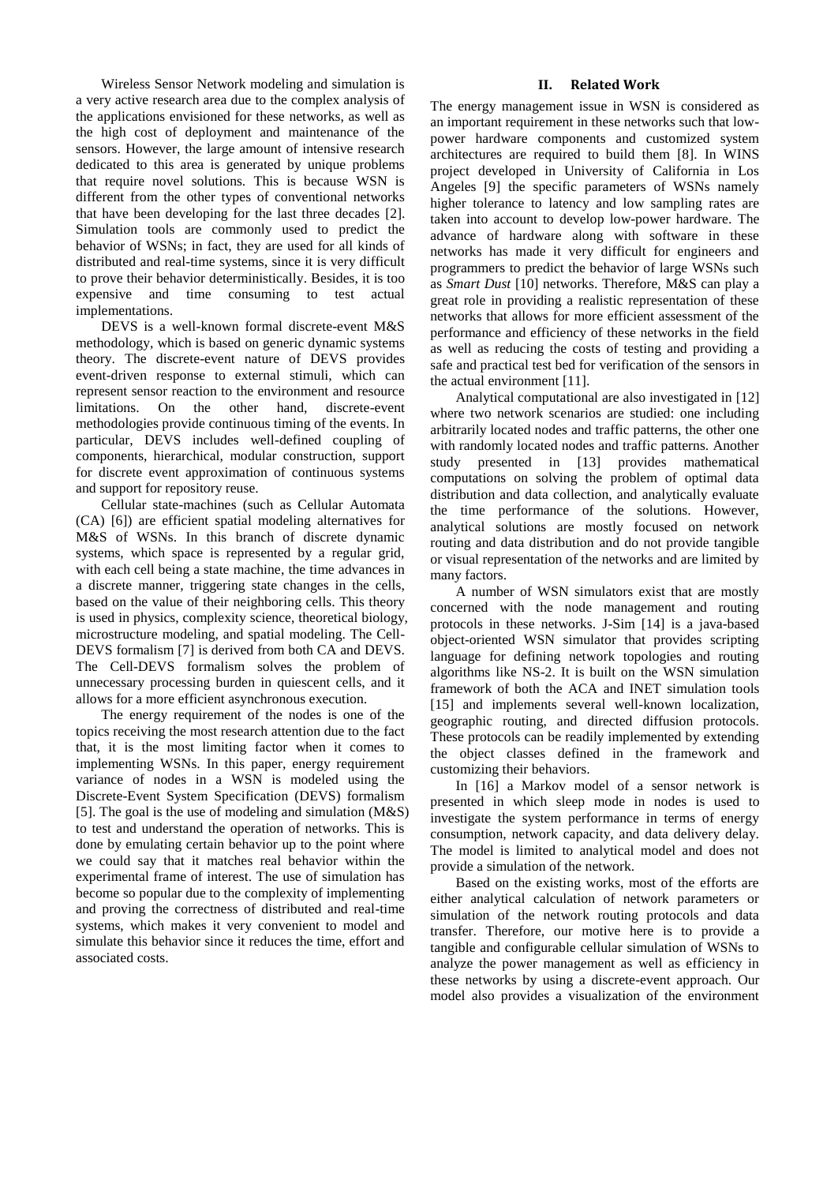Wireless Sensor Network modeling and simulation is a very active research area due to the complex analysis of the applications envisioned for these networks, as well as the high cost of deployment and maintenance of the sensors. However, the large amount of intensive research dedicated to this area is generated by unique problems that require novel solutions. This is because WSN is different from the other types of conventional networks that have been developing for the last three decades [2]. Simulation tools are commonly used to predict the behavior of WSNs; in fact, they are used for all kinds of distributed and real-time systems, since it is very difficult to prove their behavior deterministically. Besides, it is too expensive and time consuming to test actual implementations.

DEVS is a well-known formal discrete-event M&S methodology, which is based on generic dynamic systems theory. The discrete-event nature of DEVS provides event-driven response to external stimuli, which can represent sensor reaction to the environment and resource limitations. On the other hand, discrete-event methodologies provide continuous timing of the events. In particular, DEVS includes well-defined coupling of components, hierarchical, modular construction, support for discrete event approximation of continuous systems and support for repository reuse.

Cellular state-machines (such as Cellular Automata (CA) [6]) are efficient spatial modeling alternatives for M&S of WSNs. In this branch of discrete dynamic systems, which space is represented by a regular grid, with each cell being a state machine, the time advances in a discrete manner, triggering state changes in the cells, based on the value of their neighboring cells. This theory is used in physics, complexity science, theoretical biology, microstructure modeling, and spatial modeling. The Cell-DEVS formalism [7] is derived from both CA and DEVS. The Cell-DEVS formalism solves the problem of unnecessary processing burden in quiescent cells, and it allows for a more efficient asynchronous execution.

The energy requirement of the nodes is one of the topics receiving the most research attention due to the fact that, it is the most limiting factor when it comes to implementing WSNs. In this paper, energy requirement variance of nodes in a WSN is modeled using the Discrete-Event System Specification (DEVS) formalism [5]. The goal is the use of modeling and simulation (M&S) to test and understand the operation of networks. This is done by emulating certain behavior up to the point where we could say that it matches real behavior within the experimental frame of interest. The use of simulation has become so popular due to the complexity of implementing and proving the correctness of distributed and real-time systems, which makes it very convenient to model and simulate this behavior since it reduces the time, effort and associated costs.

## II. Related Work

The energy management issue in WSN is considered as an important requirement in these networks such that low-power hardware components and customized system architectures are required to build them [8]. In WINS project developed in University of California in Los Angeles [9] the specific parameters of WSNs namely higher tolerance to latency and low sampling rates are taken into account to develop low-power hardware. The advance of hardware along with software in these networks has made it very difficult for engineers and programmers to predict the behavior of large WSNs such as *Smart Dust* [10] networks. Therefore, M&S can play a great role in providing a realistic representation of these networks that allows for more efficient assessment of the performance and efficiency of these networks in the field as well as reducing the costs of testing and providing a safe and practical test bed for verification of the sensors in the actual environment [11].

Analytical computational are also investigated in [12] where two network scenarios are studied: one including arbitrarily located nodes and traffic patterns, the other one with randomly located nodes and traffic patterns. Another study presented in [13] provides mathematical computations on solving the problem of optimal data distribution and data collection, and analytically evaluate the time performance of the solutions. However, analytical solutions are mostly focused on network routing and data distribution and do not provide tangible or visual representation of the networks and are limited by many factors.

A number of WSN simulators exist that are mostly concerned with the node management and routing protocols in these networks. J-Sim [14] is a java-based object-oriented WSN simulator that provides scripting language for defining network topologies and routing algorithms like NS-2. It is built on the WSN simulation framework of both the ACA and INET simulation tools [15] and implements several well-known localization, geographic routing, and directed diffusion protocols. These protocols can be readily implemented by extending the object classes defined in the framework and customizing their behaviors.

In [16] a Markov model of a sensor network is presented in which sleep mode in nodes is used to investigate the system performance in terms of energy consumption, network capacity, and data delivery delay. The model is limited to analytical model and does not provide a simulation of the network.

Based on the existing works, most of the efforts are either analytical calculation of network parameters or simulation of the network routing protocols and data transfer. Therefore, our motive here is to provide a tangible and configurable cellular simulation of WSNs to analyze the power management as well as efficiency in these networks by using a discrete-event approach. Our model also provides a visualization of the environment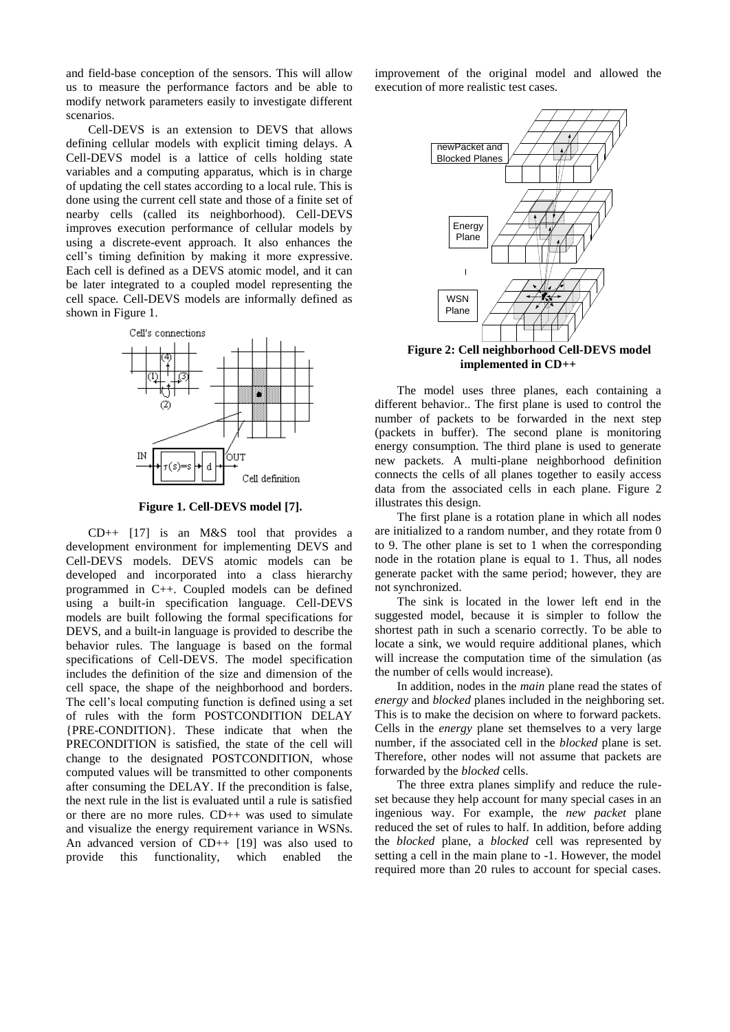and field-base conception of the sensors. This will allow us to measure the performance factors and be able to modify network parameters easily to investigate different scenarios.

Cell-DEVS is an extension to DEVS that allows defining cellular models with explicit timing delays. A Cell-DEVS model is a lattice of cells holding state variables and a computing apparatus, which is in charge of updating the cell states according to a local rule. This is done using the current cell state and those of a finite set of nearby cells (called its neighborhood). Cell-DEVS improves execution performance of cellular models by using a discrete-event approach. It also enhances the cell's timing definition by making it more expressive. Each cell is defined as a DEVS atomic model, and it can be later integrated to a coupled model representing the cell space. Cell-DEVS models are informally defined as shown in Figure 1.

Cell's connections

(4)

(1)

(3)

(2)

IN

$\tau(s)=s$

d

OUT

Cell definition

**Figure 1. Cell-DEVS model [7].**

CD++ [17] is an M&S tool that provides a development environment for implementing DEVS and Cell-DEVS models. DEVS atomic models can be developed and incorporated into a class hierarchy programmed in C++. Coupled models can be defined using a built-in specification language. Cell-DEVS models are built following the formal specifications for DEVS, and a built-in language is provided to describe the behavior rules. The language is based on the formal specifications of Cell-DEVS. The model specification includes the definition of the size and dimension of the cell space, the shape of the neighborhood and borders. The cell's local computing function is defined using a set of rules with the form POSTCONDITION DELAY {PRE-CONDITION}. These indicate that when the PRECONDITION is satisfied, the state of the cell will change to the designated POSTCONDITION, whose computed values will be transmitted to other components after consuming the DELAY. If the precondition is false, the next rule in the list is evaluated until a rule is satisfied or there are no more rules. CD++ was used to simulate and visualize the energy requirement variance in WSNs. An advanced version of CD++ [19] was also used to provide this functionality, which enabled the improvement of the original model and allowed the execution of more realistic test cases.

newPacket and Blocked Planes

Energy Plane

WSN Plane

**Figure 2: Cell neighborhood Cell-DEVS model implemented in CD++**

The model uses three planes, each containing a different behavior.. The first plane is used to control the number of packets to be forwarded in the next step (packets in buffer). The second plane is monitoring energy consumption. The third plane is used to generate new packets. A multi-plane neighborhood definition connects the cells of all planes together to easily access data from the associated cells in each plane. Figure 2 illustrates this design.

The first plane is a rotation plane in which all nodes are initialized to a random number, and they rotate from 0 to 9. The other plane is set to 1 when the corresponding node in the rotation plane is equal to 1. Thus, all nodes generate packet with the same period; however, they are not synchronized.

The sink is located in the lower left end in the suggested model, because it is simpler to follow the shortest path in such a scenario correctly. To be able to locate a sink, we would require additional planes, which will increase the computation time of the simulation (as the number of cells would increase).

In addition, nodes in the *main* plane read the states of *energy* and *blocked* planes included in the neighboring set. This is to make the decision on where to forward packets. Cells in the *energy* plane set themselves to a very large number, if the associated cell in the *blocked* plane is set. Therefore, other nodes will not assume that packets are forwarded by the *blocked* cells.

The three extra planes simplify and reduce the rule-set because they help account for many special cases in an ingenious way. For example, the *new packet* plane reduced the set of rules to half. In addition, before adding the *blocked* plane, a *blocked* cell was represented by setting a cell in the main plane to -1. However, the model required more than 20 rules to account for special cases.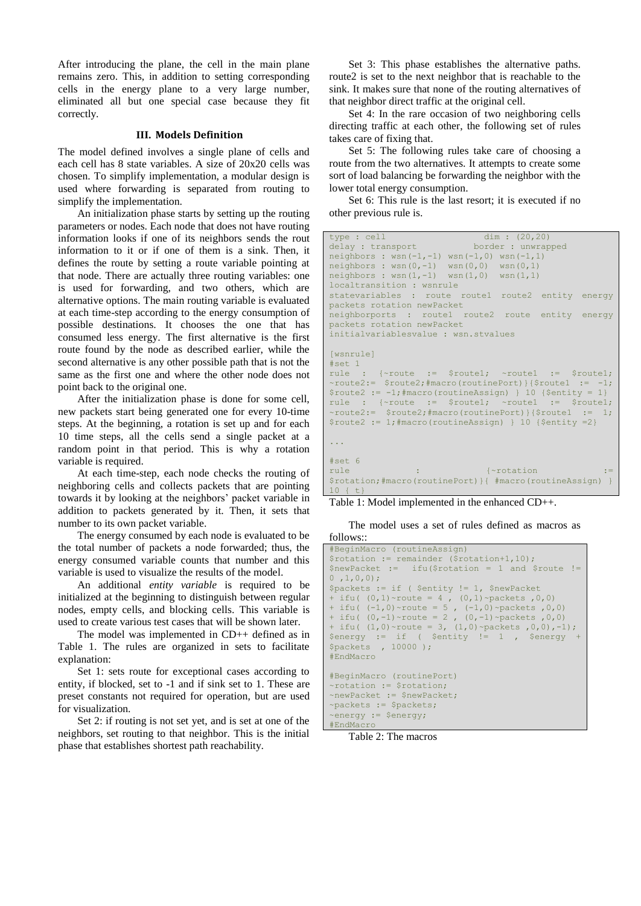After introducing the plane, the cell in the main plane remains zero. This, in addition to setting corresponding cells in the energy plane to a very large number, eliminated all but one special case because they fit correctly.

## III. Models Definition

The model defined involves a single plane of cells and each cell has 8 state variables. A size of 20x20 cells was chosen. To simplify implementation, a modular design is used where forwarding is separated from routing to simplify the implementation.

An initialization phase starts by setting up the routing parameters or nodes. Each node that does not have routing information looks if one of its neighbors sends the rout information to it or if one of them is a sink. Then, it defines the route by setting a route variable pointing at that node. There are actually three routing variables: one is used for forwarding, and two others, which are alternative options. The main routing variable is evaluated at each time-step according to the energy consumption of possible destinations. It chooses the one that has consumed less energy. The first alternative is the first route found by the node as described earlier, while the second alternative is any other possible path that is not the same as the first one and where the other node does not point back to the original one.

After the initialization phase is done for some cell, new packets start being generated one for every 10-time steps. At the beginning, a rotation is set up and for each 10 time steps, all the cells send a single packet at a random point in that period. This is why a rotation variable is required.

At each time-step, each node checks the routing of neighboring cells and collects packets that are pointing towards it by looking at the neighbors' packet variable in addition to packets generated by it. Then, it sets that number to its own packet variable.

The energy consumed by each node is evaluated to be the total number of packets a node forwarded; thus, the energy consumed variable counts that number and this variable is used to visualize the results of the model.

An additional *entity variable* is required to be initialized at the beginning to distinguish between regular nodes, empty cells, and blocking cells. This variable is used to create various test cases that will be shown later.

The model was implemented in CD++ defined as in Table 1. The rules are organized in sets to facilitate explanation:

Set 1: sets route for exceptional cases according to entity, if blocked, set to -1 and if sink set to 1. These are preset constants not required for operation, but are used for visualization.

Set 2: if routing is not set yet, and is set at one of the neighbors, set routing to that neighbor. This is the initial phase that establishes shortest path reachability.

Set 3: This phase establishes the alternative paths. route2 is set to the next neighbor that is reachable to the sink. It makes sure that none of the routing alternatives of that neighbor direct traffic at the original cell.

Set 4: In the rare occasion of two neighboring cells directing traffic at each other, the following set of rules takes care of fixing that.

Set 5: The following rules take care of choosing a route from the two alternatives. It attempts to create some sort of load balancing be forwarding the neighbor with the lower total energy consumption.

Set 6: This rule is the last resort; it is executed if no other previous rule is.

```
type : cell                    dim : (20,20)
delay : transport              border : unwrapped
neighbors : wsn(-1,-1) wsn(-1,0) wsn(-1,1)
neighbors : wsn(0,-1)  wsn(0,0)  wsn(0,1)
neighbors : wsn(1,-1)  wsn(1,0)  wsn(1,1)
localtransition : wsnrule
statevariables : route route1 route2 entity energy
packets rotation newPacket
neighborports : route1 route2 route entity energy
packets rotation newPacket
initialvariablesvalue : wsn.stvalues

[wsnrule]
#set 1
rule : {~route := $route1; ~route1 := $route1;
~route2:= $route2;#macro(routinePort)}{$route1 := -1;
$route2 := -1;#macro(routineAssign) } 10 {$entity = 1}
rule : {~route := $route1; ~route1 := $route1;
~route2:= $route2;#macro(routinePort)}{$route1 := 1;
$route2 := 1;#macro(routineAssign) } 10 {$entity =2}

...

#set 6
rule : {~rotation :=
$rotation;#macro(routinePort)}{ #macro(routineAssign) }
10 { t}
```

Table 1: Model implemented in the enhanced CD++.

The model uses a set of rules defined as macros as follows::

```
#BeginMacro (routineAssign)
$rotation := remainder ($rotation+1,10);
$newPacket := ifu($rotation = 1 and $route !=
0 ,1,0,0);
$packets := if ( $entity != 1, $newPacket
+ ifu( (0,1)~route = 4 , (0,1)~packets ,0,0)
+ ifu( (-1,0)~route = 5 , (-1,0)~packets ,0,0)
+ ifu( (0,-1)~route = 2 , (0,-1)~packets ,0,0)
+ ifu( (1,0)~route = 3, (1,0)~packets ,0,0),-1);
$energy := if ( $entity != 1 , $energy +
$packets , 10000 );
#EndMacro

#BeginMacro (routinePort)
~rotation := $rotation;
~newPacket := $newPacket;
~packets := $packets;
~energy := $energy;
#EndMacro
```

Table 2: The macros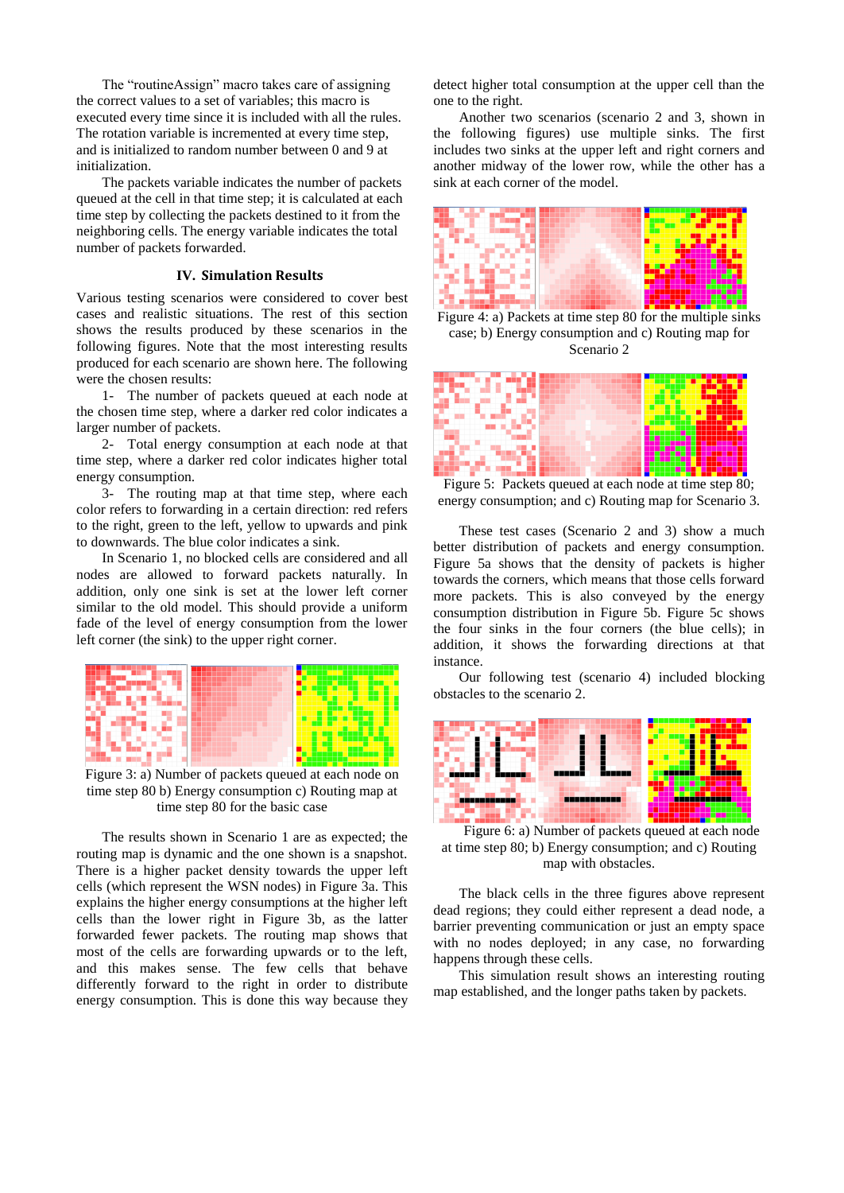The "routineAssign" macro takes care of assigning the correct values to a set of variables; this macro is executed every time since it is included with all the rules. The rotation variable is incremented at every time step, and is initialized to random number between 0 and 9 at initialization.

The packets variable indicates the number of packets queued at the cell in that time step; it is calculated at each time step by collecting the packets destined to it from the neighboring cells. The energy variable indicates the total number of packets forwarded.

## IV. Simulation Results

Various testing scenarios were considered to cover best cases and realistic situations. The rest of this section shows the results produced by these scenarios in the following figures. Note that the most interesting results produced for each scenario are shown here. The following were the chosen results:

1- The number of packets queued at each node at the chosen time step, where a darker red color indicates a larger number of packets.

2- Total energy consumption at each node at that time step, where a darker red color indicates higher total energy consumption.

3- The routing map at that time step, where each color refers to forwarding in a certain direction: red refers to the right, green to the left, yellow to upwards and pink to downwards. The blue color indicates a sink.

In Scenario 1, no blocked cells are considered and all nodes are allowed to forward packets naturally. In addition, only one sink is set at the lower left corner similar to the old model. This should provide a uniform fade of the level of energy consumption from the lower left corner (the sink) to the upper right corner.

Figure 3: a) Number of packets queued at each node on time step 80 b) Energy consumption c) Routing map at time step 80 for the basic case

The results shown in Scenario 1 are as expected; the routing map is dynamic and the one shown is a snapshot. There is a higher packet density towards the upper left cells (which represent the WSN nodes) in Figure 3a. This explains the higher energy consumptions at the higher left cells than the lower right in Figure 3b, as the latter forwarded fewer packets. The routing map shows that most of the cells are forwarding upwards or to the left, and this makes sense. The few cells that behave differently forward to the right in order to distribute energy consumption. This is done this way because they detect higher total consumption at the upper cell than the one to the right.

Another two scenarios (scenario 2 and 3, shown in the following figures) use multiple sinks. The first includes two sinks at the upper left and right corners and another midway of the lower row, while the other has a sink at each corner of the model.

Figure 4: a) Packets at time step 80 for the multiple sinks case; b) Energy consumption and c) Routing map for Scenario 2

Figure 5: Packets queued at each node at time step 80; energy consumption; and c) Routing map for Scenario 3.

These test cases (Scenario 2 and 3) show a much better distribution of packets and energy consumption. Figure 5a shows that the density of packets is higher towards the corners, which means that those cells forward more packets. This is also conveyed by the energy consumption distribution in Figure 5b. Figure 5c shows the four sinks in the four corners (the blue cells); in addition, it shows the forwarding directions at that instance.

Our following test (scenario 4) included blocking obstacles to the scenario 2.

Figure 6: a) Number of packets queued at each node at time step 80; b) Energy consumption; and c) Routing map with obstacles.

The black cells in the three figures above represent dead regions; they could either represent a dead node, a barrier preventing communication or just an empty space with no nodes deployed; in any case, no forwarding happens through these cells.

This simulation result shows an interesting routing map established, and the longer paths taken by packets.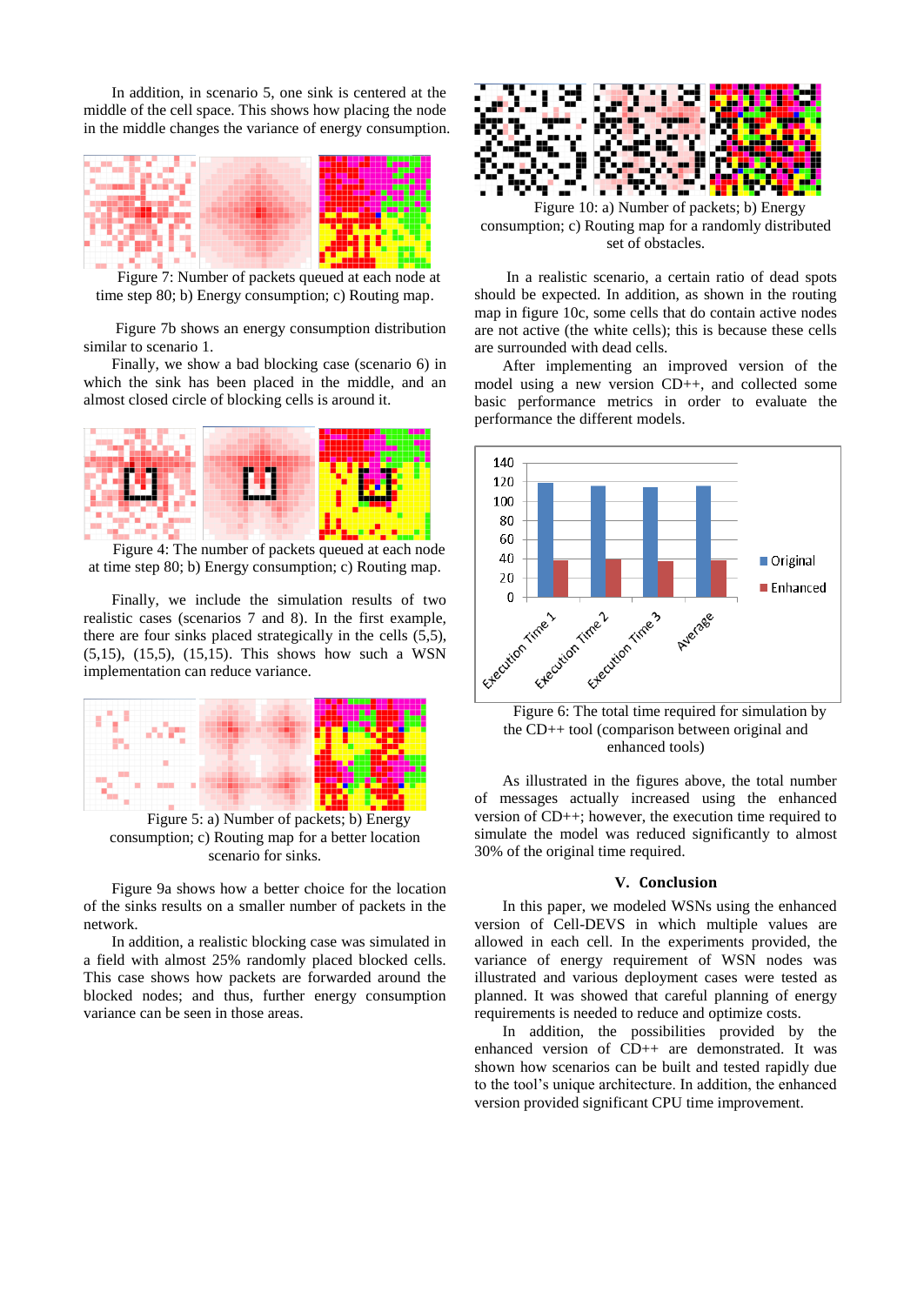In addition, in scenario 5, one sink is centered at the middle of the cell space. This shows how placing the node in the middle changes the variance of energy consumption.

Figure 7: Number of packets queued at each node at time step 80; b) Energy consumption; c) Routing map.

Figure 7b shows an energy consumption distribution similar to scenario 1.

Finally, we show a bad blocking case (scenario 6) in which the sink has been placed in the middle, and an almost closed circle of blocking cells is around it.

Figure 4: The number of packets queued at each node at time step 80; b) Energy consumption; c) Routing map.

Finally, we include the simulation results of two realistic cases (scenarios 7 and 8). In the first example, there are four sinks placed strategically in the cells (5,5), (5,15), (15,5), (15,15). This shows how such a WSN implementation can reduce variance.

Figure 5: a) Number of packets; b) Energy consumption; c) Routing map for a better location scenario for sinks.

Figure 9a shows how a better choice for the location of the sinks results on a smaller number of packets in the network.

In addition, a realistic blocking case was simulated in a field with almost 25% randomly placed blocked cells. This case shows how packets are forwarded around the blocked nodes; and thus, further energy consumption variance can be seen in those areas.

Figure 10: a) Number of packets; b) Energy consumption; c) Routing map for a randomly distributed set of obstacles.

In a realistic scenario, a certain ratio of dead spots should be expected. In addition, as shown in the routing map in figure 10c, some cells that do contain active nodes are not active (the white cells); this is because these cells are surrounded with dead cells.

After implementing an improved version of the model using a new version CD++, and collected some basic performance metrics in order to evaluate the performance the different models.

Figure 6: The total time required for simulation by the CD++ tool (comparison between original and enhanced tools)

As illustrated in the figures above, the total number of messages actually increased using the enhanced version of CD++; however, the execution time required to simulate the model was reduced significantly to almost 30% of the original time required.

## V. Conclusion

In this paper, we modeled WSNs using the enhanced version of Cell-DEVS in which multiple values are allowed in each cell. In the experiments provided, the variance of energy requirement of WSN nodes was illustrated and various deployment cases were tested as planned. It was showed that careful planning of energy requirements is needed to reduce and optimize costs.

In addition, the possibilities provided by the enhanced version of CD++ are demonstrated. It was shown how scenarios can be built and tested rapidly due to the tool's unique architecture. In addition, the enhanced version provided significant CPU time improvement.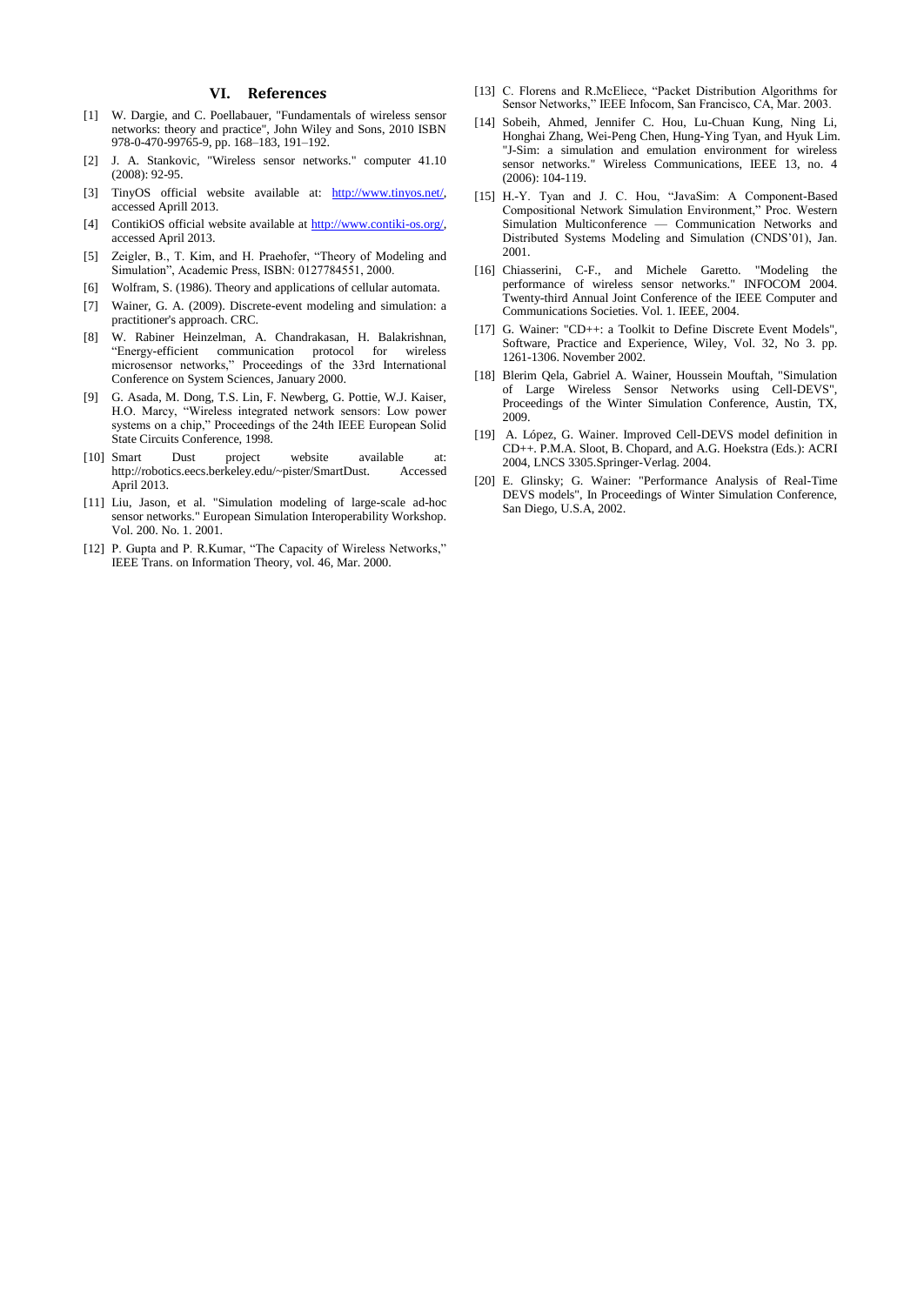## VI. References

[1] W. Dargie, and C. Poellabauer, "Fundamentals of wireless sensor networks: theory and practice", John Wiley and Sons, 2010 ISBN 978-0-470-99765-9, pp. 168–183, 191–192.

[2] J. A. Stankovic, "Wireless sensor networks." computer 41.10 (2008): 92-95.

[3] TinyOS official website available at: http://www.tinyos.net/, accessed Aprill 2013.

[4] ContikiOS official website available at http://www.contiki-os.org/, accessed April 2013.

[5] Zeigler, B., T. Kim, and H. Praehofer, "Theory of Modeling and Simulation", Academic Press, ISBN: 0127784551, 2000.

[6] Wolfram, S. (1986). Theory and applications of cellular automata.

[7] Wainer, G. A. (2009). Discrete-event modeling and simulation: a practitioner's approach. CRC.

[8] W. Rabiner Heinzelman, A. Chandrakasan, H. Balakrishnan, "Energy-efficient communication protocol for wireless microsensor networks," Proceedings of the 33rd International Conference on System Sciences, January 2000.

[9] G. Asada, M. Dong, T.S. Lin, F. Newberg, G. Pottie, W.J. Kaiser, H.O. Marcy, "Wireless integrated network sensors: Low power systems on a chip," Proceedings of the 24th IEEE European Solid State Circuits Conference, 1998.

[10] Smart Dust project website available at: http://robotics.eecs.berkeley.edu/~pister/SmartDust. Accessed April 2013.

[11] Liu, Jason, et al. "Simulation modeling of large-scale ad-hoc sensor networks." European Simulation Interoperability Workshop. Vol. 200. No. 1. 2001.

[12] P. Gupta and P. R.Kumar, "The Capacity of Wireless Networks," IEEE Trans. on Information Theory, vol. 46, Mar. 2000.

[13] C. Florens and R.McEliece, "Packet Distribution Algorithms for Sensor Networks," IEEE Infocom, San Francisco, CA, Mar. 2003.

[14] Sobeih, Ahmed, Jennifer C. Hou, Lu-Chuan Kung, Ning Li, Honghai Zhang, Wei-Peng Chen, Hung-Ying Tyan, and Hyuk Lim. "J-Sim: a simulation and emulation environment for wireless sensor networks." Wireless Communications, IEEE 13, no. 4 (2006): 104-119.

[15] H.-Y. Tyan and J. C. Hou, "JavaSim: A Component-Based Compositional Network Simulation Environment," Proc. Western Simulation Multiconference — Communication Networks and Distributed Systems Modeling and Simulation (CNDS'01), Jan. 2001.

[16] Chiasserini, C-F., and Michele Garetto. "Modeling the performance of wireless sensor networks." INFOCOM 2004. Twenty-third Annual Joint Conference of the IEEE Computer and Communications Societies. Vol. 1. IEEE, 2004.

[17] G. Wainer: "CD++: a Toolkit to Define Discrete Event Models", Software, Practice and Experience, Wiley, Vol. 32, No 3. pp. 1261-1306. November 2002.

[18] Blerim Qela, Gabriel A. Wainer, Houssein Mouftah, "Simulation of Large Wireless Sensor Networks using Cell-DEVS", Proceedings of the Winter Simulation Conference, Austin, TX, 2009.

[19] A. López, G. Wainer. Improved Cell-DEVS model definition in CD++. P.M.A. Sloot, B. Chopard, and A.G. Hoekstra (Eds.): ACRI 2004, LNCS 3305.Springer-Verlag. 2004.

[20] E. Glinsky; G. Wainer: "Performance Analysis of Real-Time DEVS models", In Proceedings of Winter Simulation Conference, San Diego, U.S.A, 2002.